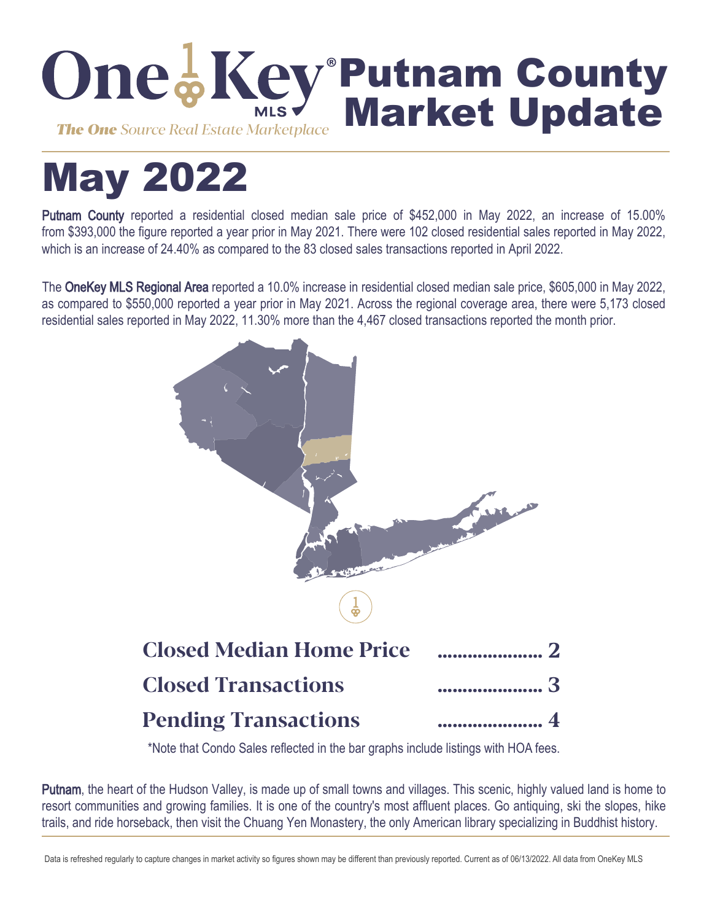# OneKey MLS Putnam County Market Update

*The One Source Real Estate Marketplace*

# May 2022

**Putnam County** reported a residential closed median sale price of $452,000 in May 2022, an increase of 15.00% from $393,000 the figure reported a year prior in May 2021. There were 102 closed residential sales reported in May 2022, which is an increase of 24.40% as compared to the 83 closed sales transactions reported in April 2022.

The **OneKey MLS Regional Area** reported a 10.0% increase in residential closed median sale price, $605,000 in May 2022, as compared to $550,000 reported a year prior in May 2021. Across the regional coverage area, there were 5,173 closed residential sales reported in May 2022, 11.30% more than the 4,467 closed transactions reported the month prior.

| | |
|---|---|
| **Closed Median Home Price** | 2 |
| **Closed Transactions** | 3 |
| **Pending Transactions** | 4 |

*Note that Condo Sales reflected in the bar graphs include listings with HOA fees.

**Putnam**, the heart of the Hudson Valley, is made up of small towns and villages. This scenic, highly valued land is home to resort communities and growing families. It is one of the country's most affluent places. Go antiquing, ski the slopes, hike trails, and ride horseback, then visit the Chuang Yen Monastery, the only American library specializing in Buddhist history.

Data is refreshed regularly to capture changes in market activity so figures shown may be different than previously reported. Current as of 06/13/2022. All data from OneKey MLS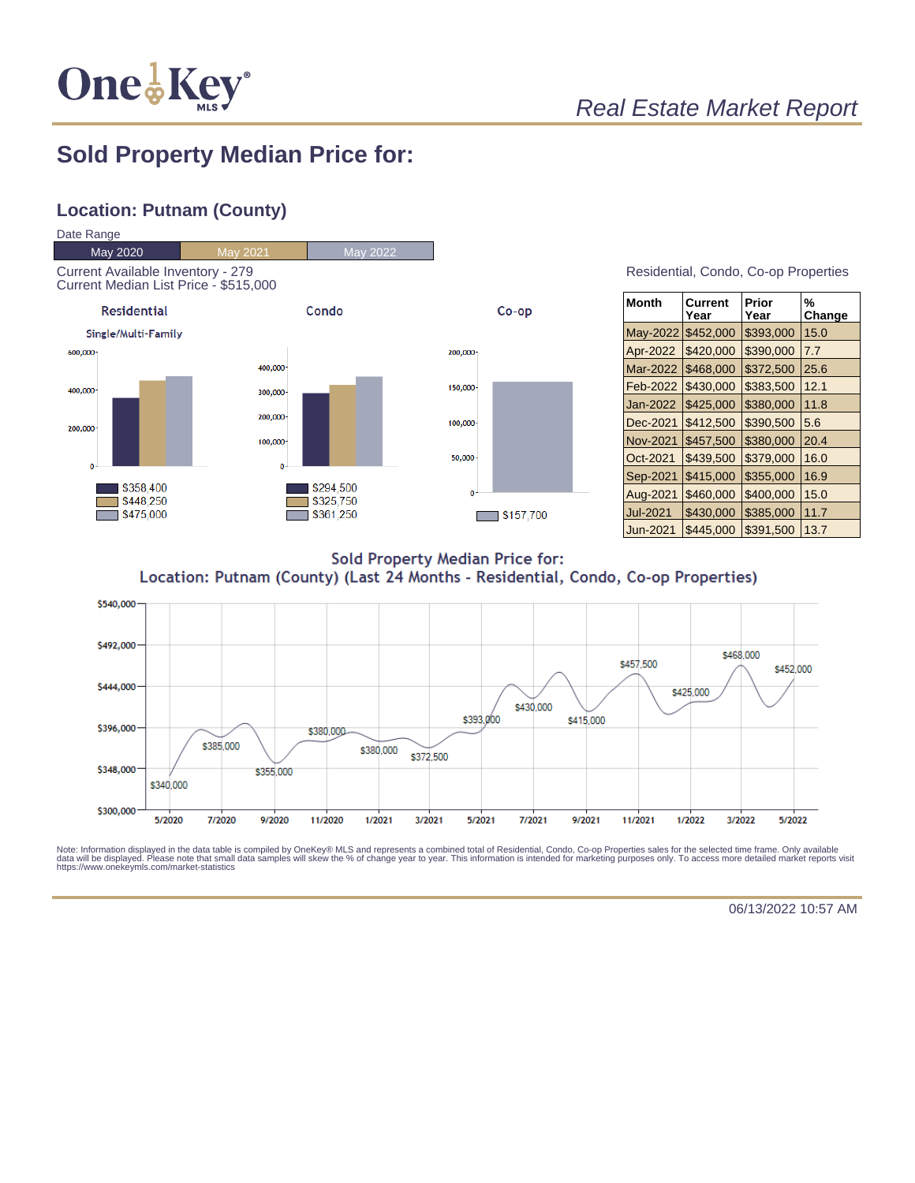*Real Estate Market Report*

# Sold Property Median Price for:

## Location: Putnam (County)

Date Range

| May 2020 | May 2021 | May 2022 |
|---|---|---|

Current Available Inventory - 279
Current Median List Price - $515,000

**Residential** (Single/Multi-Family)

- May 2020: $358,400
- May 2021: $448,250
- May 2022: $475,000

**Condo**

- May 2020: $294,500
- May 2021: $325,750
- May 2022: $361,250

**Co-op**

- May 2022: $157,700

Residential, Condo, Co-op Properties

| Month | Current Year | Prior Year | % Change |
|---|---|---|---|
| May-2022 | $452,000 | $393,000 | 15.0 |
| Apr-2022 | $420,000 | $390,000 | 7.7 |
| Mar-2022 | $468,000 | $372,500 | 25.6 |
| Feb-2022 | $430,000 | $383,500 | 12.1 |
| Jan-2022 | $425,000 | $380,000 | 11.8 |
| Dec-2021 | $412,500 | $390,500 | 5.6 |
| Nov-2021 | $457,500 | $380,000 | 20.4 |
| Oct-2021 | $439,500 | $379,000 | 16.0 |
| Sep-2021 | $415,000 | $355,000 | 16.9 |
| Aug-2021 | $460,000 | $400,000 | 15.0 |
| Jul-2021 | $430,000 | $385,000 | 11.7 |
| Jun-2021 | $445,000 | $391,500 | 13.7 |

**Sold Property Median Price for:**
**Location: Putnam (County) (Last 24 Months - Residential, Condo, Co-op Properties)**

Labeled points: 5/2020 $340,000; 7/2020 $385,000; 9/2020 $355,000; 11/2020 $380,000; 1/2021 $380,000; 3/2021 $372,500; 5/2021 $393,000; 7/2021 $430,000; 9/2021 $415,000; 11/2021 $457,500; 1/2022 $425,000; 3/2022 $468,000; 5/2022 $452,000

Note: Information displayed in the data table is compiled by OneKey® MLS and represents a combined total of Residential, Condo, Co-op Properties sales for the selected time frame. Only available data will be displayed. Please note that small data samples will skew the % of change year to year. This information is intended for marketing purposes only. To access more detailed market reports visit https://www.onekeymls.com/market-statistics

06/13/2022 10:57 AM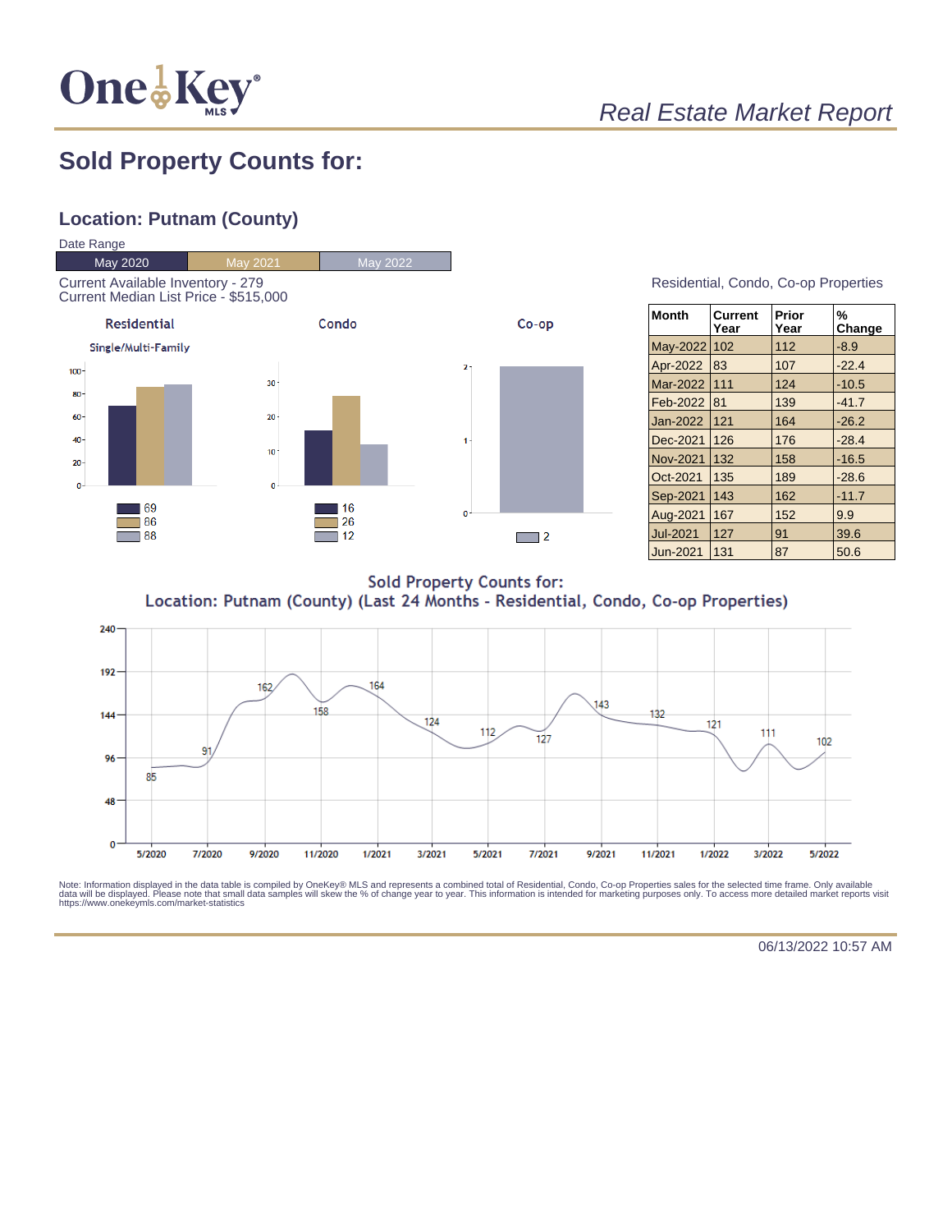# Sold Property Counts for:

## Location: Putnam (County)

Date Range

| May 2020 | May 2021 | May 2022 |
|---|---|---|

Current Available Inventory - 279
Current Median List Price - $515,000

**Residential** (Single/Multi-Family)

| May 2020 | May 2021 | May 2022 |
|---|---|---|
| 69 | 86 | 88 |

**Condo**

| May 2020 | May 2021 | May 2022 |
|---|---|---|
| 16 | 26 | 12 |

**Co-op**

| May 2022 |
|---|
| 2 |

Residential, Condo, Co-op Properties

| Month | Current Year | Prior Year | % Change |
|---|---|---|---|
| May-2022 | 102 | 112 | -8.9 |
| Apr-2022 | 83 | 107 | -22.4 |
| Mar-2022 | 111 | 124 | -10.5 |
| Feb-2022 | 81 | 139 | -41.7 |
| Jan-2022 | 121 | 164 | -26.2 |
| Dec-2021 | 126 | 176 | -28.4 |
| Nov-2021 | 132 | 158 | -16.5 |
| Oct-2021 | 135 | 189 | -28.6 |
| Sep-2021 | 143 | 162 | -11.7 |
| Aug-2021 | 167 | 152 | 9.9 |
| Jul-2021 | 127 | 91 | 39.6 |
| Jun-2021 | 131 | 87 | 50.6 |

**Sold Property Counts for:**
**Location: Putnam (County) (Last 24 Months - Residential, Condo, Co-op Properties)**

| Month | 5/2020 | 7/2020 | 9/2020 | 11/2020 | 1/2021 | 3/2021 | 5/2021 | 7/2021 | 9/2021 | 11/2021 | 1/2022 | 3/2022 | 5/2022 |
|---|---|---|---|---|---|---|---|---|---|---|---|---|---|
| Sold | 85 | 91 | 162 | 158 | 164 | 124 | 112 | 127 | 143 | 132 | 121 | 111 | 102 |

Note: Information displayed in the data table is compiled by OneKey® MLS and represents a combined total of Residential, Condo, Co-op Properties sales for the selected time frame. Only available data will be displayed. Please note that small data samples will skew the % of change year to year. This information is intended for marketing purposes only. To access more detailed market reports visit https://www.onekeymls.com/market-statistics

06/13/2022 10:57 AM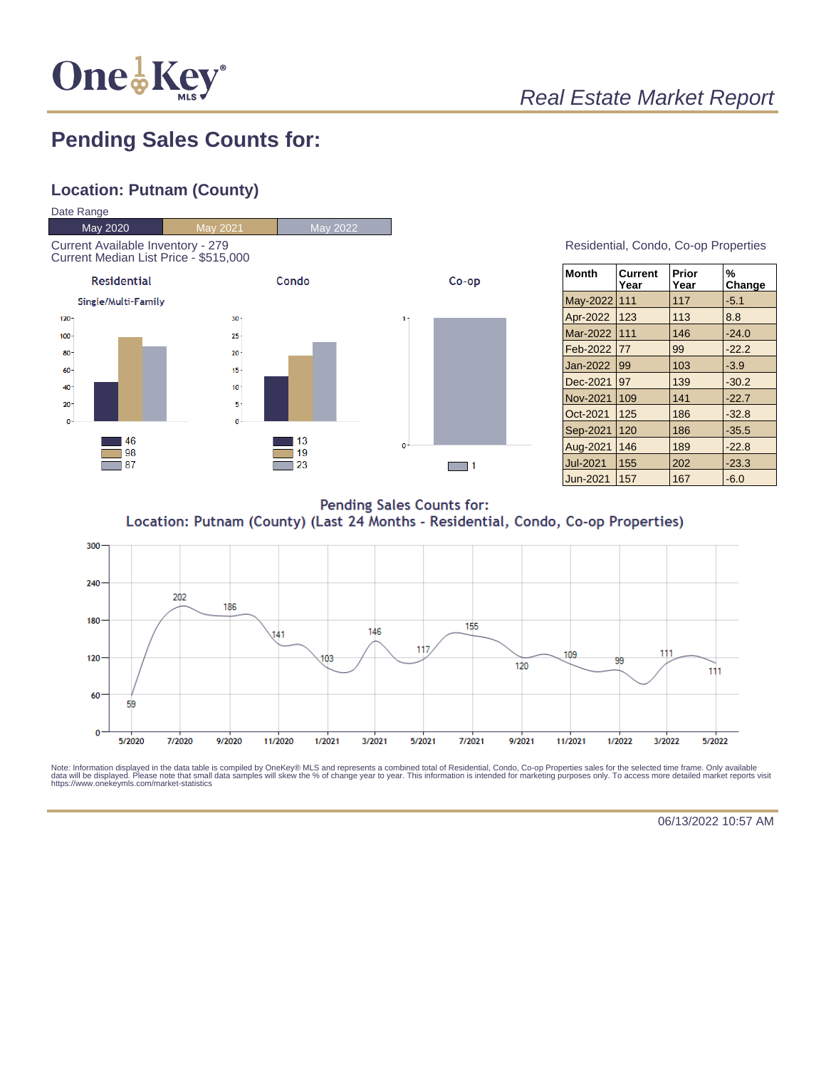*Real Estate Market Report*

# Pending Sales Counts for:

## Location: Putnam (County)

Date Range

May 2020 | May 2021 | May 2022

Current Available Inventory - 279
Current Median List Price - $515,000

Residential

Single/Multi-Family

120
100
80
60
40
20
0

46
98
87

Condo

30
25
20
15
10
5
0

13
19
23

Co-op

1
0

1

Residential, Condo, Co-op Properties

| Month | Current Year | Prior Year | % Change |
|---|---|---|---|
| May-2022 | 111 | 117 | -5.1 |
| Apr-2022 | 123 | 113 | 8.8 |
| Mar-2022 | 111 | 146 | -24.0 |
| Feb-2022 | 77 | 99 | -22.2 |
| Jan-2022 | 99 | 103 | -3.9 |
| Dec-2021 | 97 | 139 | -30.2 |
| Nov-2021 | 109 | 141 | -22.7 |
| Oct-2021 | 125 | 186 | -32.8 |
| Sep-2021 | 120 | 186 | -35.5 |
| Aug-2021 | 146 | 189 | -22.8 |
| Jul-2021 | 155 | 202 | -23.3 |
| Jun-2021 | 157 | 167 | -6.0 |

Pending Sales Counts for:
Location: Putnam (County) (Last 24 Months - Residential, Condo, Co-op Properties)

300
240
180
120
60
0

59
202
186
141
103
146
117
155
120
109
99
111
111

5/2020 7/2020 9/2020 11/2020 1/2021 3/2021 5/2021 7/2021 9/2021 11/2021 1/2022 3/2022 5/2022

Note: Information displayed in the data table is compiled by OneKey® MLS and represents a combined total of Residential, Condo, Co-op Properties sales for the selected time frame. Only available data will be displayed. Please note that small data samples will skew the % of change year to year. This information is intended for marketing purposes only. To access more detailed market reports visit https://www.onekeymls.com/market-statistics

06/13/2022 10:57 AM